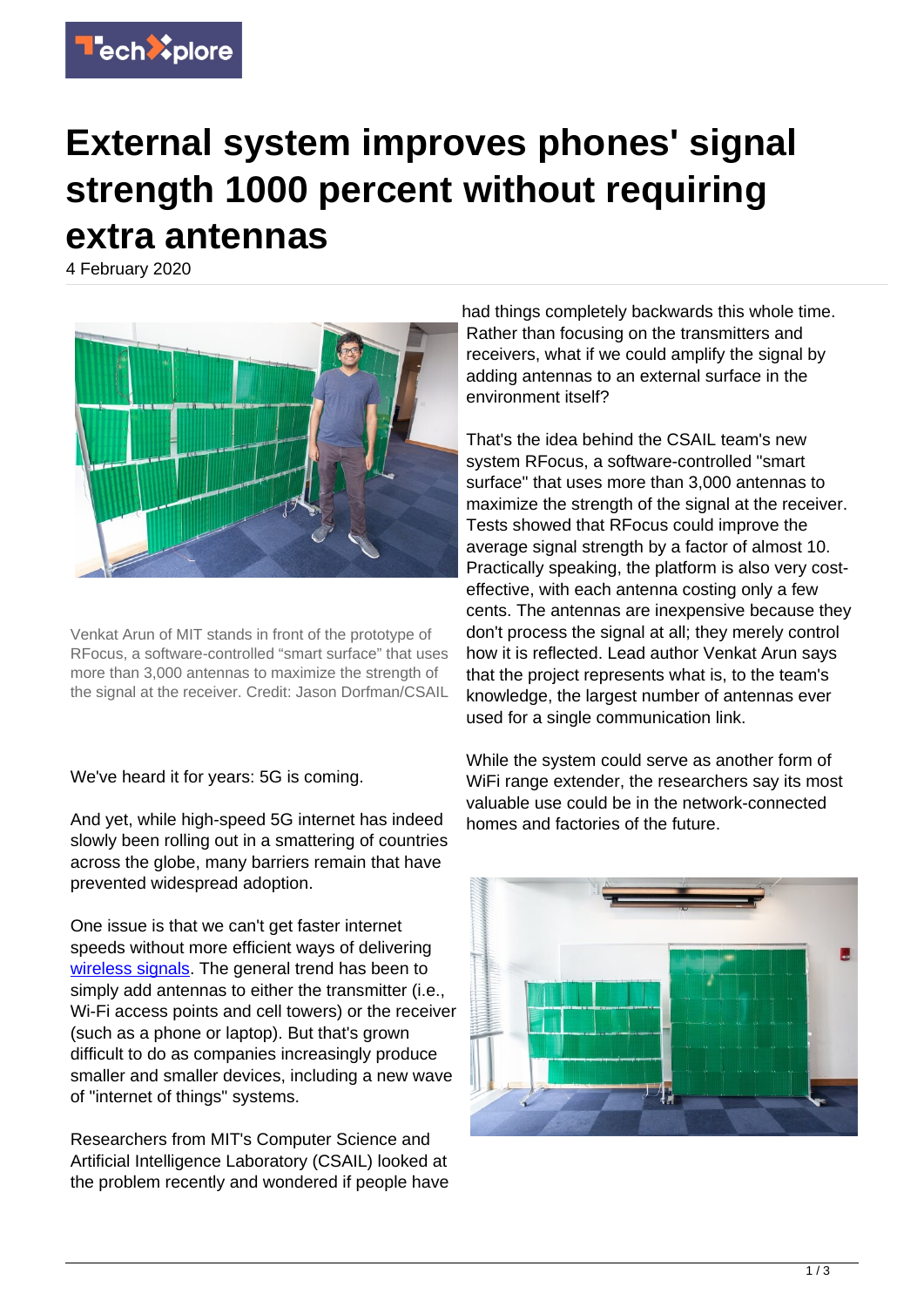# External system improves phones' signal strength 1000 percent without requiring extra antennas

4 February 2020

Venkat Arun of MIT stands in front of the prototype of RFocus, a software-controlled "smart surface" that uses more than 3,000 antennas to maximize the strength of the signal at the receiver. Credit: Jason Dorfman/CSAIL

We've heard it for years: 5G is coming.

And yet, while high-speed 5G internet has indeed slowly been rolling out in a smattering of countries across the globe, many barriers remain that have prevented widespread adoption.

One issue is that we can't get faster internet speeds without more efficient ways of delivering wireless signals. The general trend has been to simply add antennas to either the transmitter (i.e., Wi-Fi access points and cell towers) or the receiver (such as a phone or laptop). But that's grown difficult to do as companies increasingly produce smaller and smaller devices, including a new wave of "internet of things" systems.

Researchers from MIT's Computer Science and Artificial Intelligence Laboratory (CSAIL) looked at the problem recently and wondered if people have had things completely backwards this whole time. Rather than focusing on the transmitters and receivers, what if we could amplify the signal by adding antennas to an external surface in the environment itself?

That's the idea behind the CSAIL team's new system RFocus, a software-controlled "smart surface" that uses more than 3,000 antennas to maximize the strength of the signal at the receiver. Tests showed that RFocus could improve the average signal strength by a factor of almost 10. Practically speaking, the platform is also very cost-effective, with each antenna costing only a few cents. The antennas are inexpensive because they don't process the signal at all; they merely control how it is reflected. Lead author Venkat Arun says that the project represents what is, to the team's knowledge, the largest number of antennas ever used for a single communication link.

While the system could serve as another form of WiFi range extender, the researchers say its most valuable use could be in the network-connected homes and factories of the future.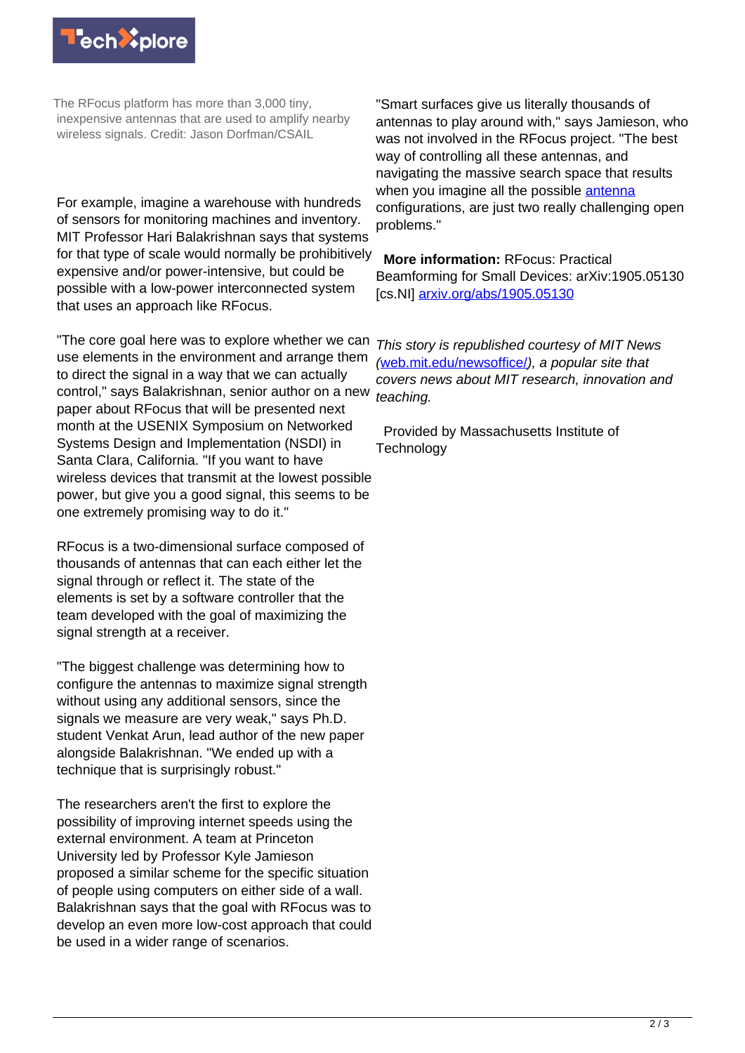The RFocus platform has more than 3,000 tiny, inexpensive antennas that are used to amplify nearby wireless signals. Credit: Jason Dorfman/CSAIL

For example, imagine a warehouse with hundreds of sensors for monitoring machines and inventory. MIT Professor Hari Balakrishnan says that systems for that type of scale would normally be prohibitively expensive and/or power-intensive, but could be possible with a low-power interconnected system that uses an approach like RFocus.

"The core goal here was to explore whether we can use elements in the environment and arrange them to direct the signal in a way that we can actually control," says Balakrishnan, senior author on a new paper about RFocus that will be presented next month at the USENIX Symposium on Networked Systems Design and Implementation (NSDI) in Santa Clara, California. "If you want to have wireless devices that transmit at the lowest possible power, but give you a good signal, this seems to be one extremely promising way to do it."

RFocus is a two-dimensional surface composed of thousands of antennas that can each either let the signal through or reflect it. The state of the elements is set by a software controller that the team developed with the goal of maximizing the signal strength at a receiver.

"The biggest challenge was determining how to configure the antennas to maximize signal strength without using any additional sensors, since the signals we measure are very weak," says Ph.D. student Venkat Arun, lead author of the new paper alongside Balakrishnan. "We ended up with a technique that is surprisingly robust."

The researchers aren't the first to explore the possibility of improving internet speeds using the external environment. A team at Princeton University led by Professor Kyle Jamieson proposed a similar scheme for the specific situation of people using computers on either side of a wall. Balakrishnan says that the goal with RFocus was to develop an even more low-cost approach that could be used in a wider range of scenarios.

"Smart surfaces give us literally thousands of antennas to play around with," says Jamieson, who was not involved in the RFocus project. "The best way of controlling all these antennas, and navigating the massive search space that results when you imagine all the possible antenna configurations, are just two really challenging open problems."

**More information:** RFocus: Practical Beamforming for Small Devices: arXiv:1905.05130 [cs.NI] arxiv.org/abs/1905.05130

*This story is republished courtesy of MIT News (web.mit.edu/newsoffice/), a popular site that covers news about MIT research, innovation and teaching.*

Provided by Massachusetts Institute of Technology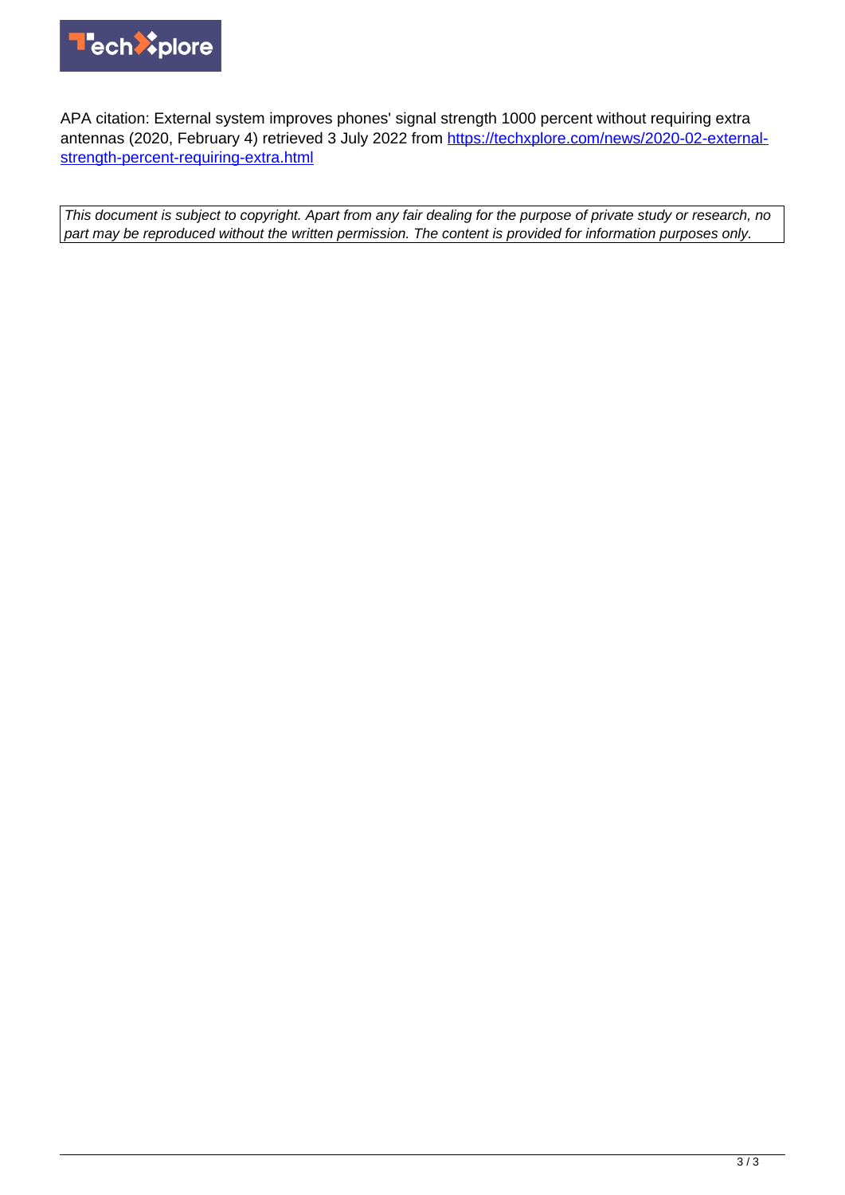APA citation: External system improves phones' signal strength 1000 percent without requiring extra antennas (2020, February 4) retrieved 3 July 2022 from https://techxplore.com/news/2020-02-external-strength-percent-requiring-extra.html

*This document is subject to copyright. Apart from any fair dealing for the purpose of private study or research, no part may be reproduced without the written permission. The content is provided for information purposes only.*